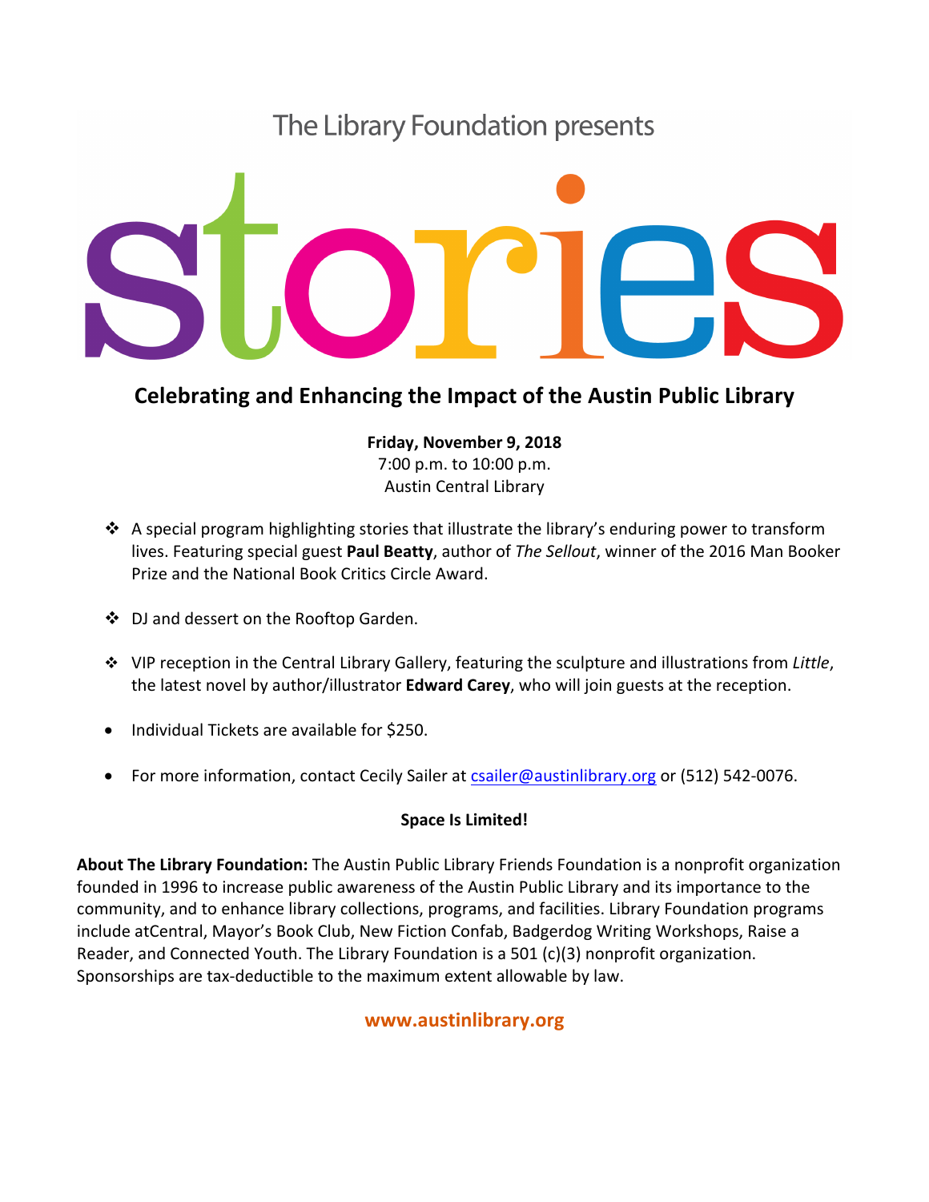The Library Foundation presents

# stories

## Celebrating and Enhancing the Impact of the Austin Public Library

**Friday, November 9, 2018**
7:00 p.m. to 10:00 p.m.
Austin Central Library

- A special program highlighting stories that illustrate the library's enduring power to transform lives. Featuring special guest **Paul Beatty**, author of *The Sellout*, winner of the 2016 Man Booker Prize and the National Book Critics Circle Award.

- DJ and dessert on the Rooftop Garden.

- VIP reception in the Central Library Gallery, featuring the sculpture and illustrations from *Little*, the latest novel by author/illustrator **Edward Carey**, who will join guests at the reception.

- Individual Tickets are available for $250.

- For more information, contact Cecily Sailer at csailer@austinlibrary.org or (512) 542-0076.

**Space Is Limited!**

**About The Library Foundation:** The Austin Public Library Friends Foundation is a nonprofit organization founded in 1996 to increase public awareness of the Austin Public Library and its importance to the community, and to enhance library collections, programs, and facilities. Library Foundation programs include atCentral, Mayor's Book Club, New Fiction Confab, Badgerdog Writing Workshops, Raise a Reader, and Connected Youth. The Library Foundation is a 501 (c)(3) nonprofit organization. Sponsorships are tax-deductible to the maximum extent allowable by law.

**www.austinlibrary.org**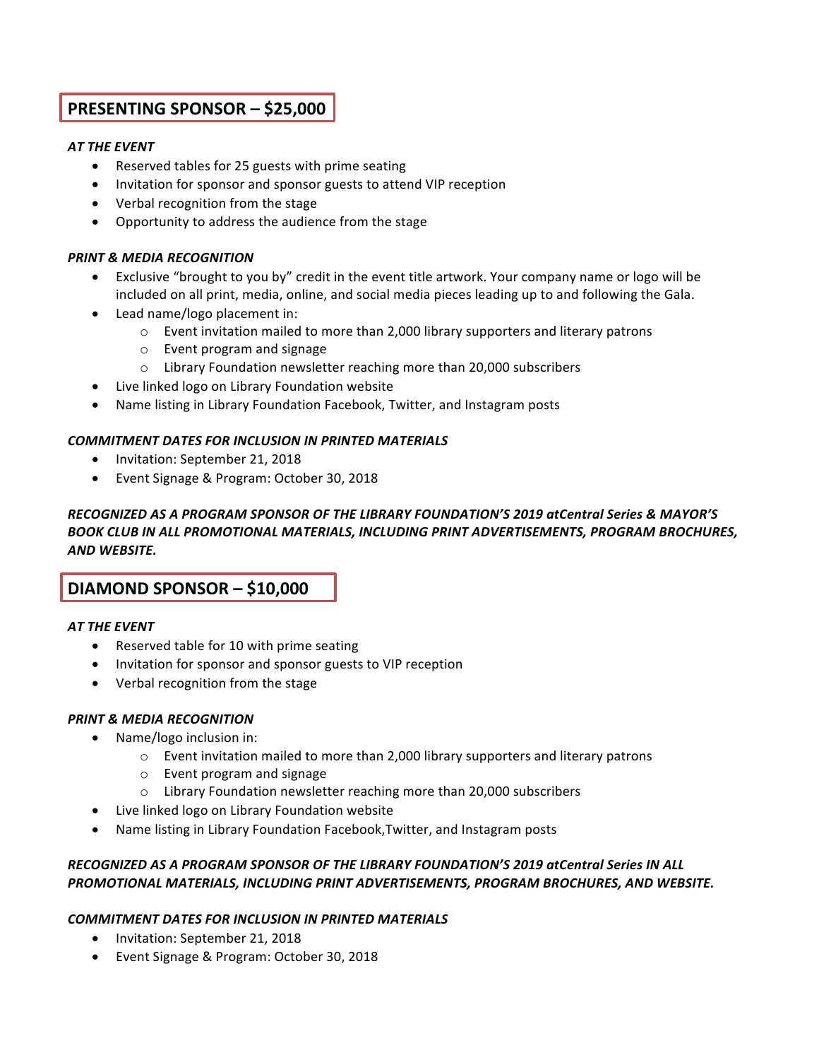## PRESENTING SPONSOR – $25,000

***AT THE EVENT***

- Reserved tables for 25 guests with prime seating
- Invitation for sponsor and sponsor guests to attend VIP reception
- Verbal recognition from the stage
- Opportunity to address the audience from the stage

***PRINT & MEDIA RECOGNITION***

- Exclusive "brought to you by" credit in the event title artwork. Your company name or logo will be included on all print, media, online, and social media pieces leading up to and following the Gala.
- Lead name/logo placement in:
    - Event invitation mailed to more than 2,000 library supporters and literary patrons
    - Event program and signage
    - Library Foundation newsletter reaching more than 20,000 subscribers
- Live linked logo on Library Foundation website
- Name listing in Library Foundation Facebook, Twitter, and Instagram posts

***COMMITMENT DATES FOR INCLUSION IN PRINTED MATERIALS***

- Invitation: September 21, 2018
- Event Signage & Program: October 30, 2018

***RECOGNIZED AS A PROGRAM SPONSOR OF THE LIBRARY FOUNDATION'S 2019 atCentral Series & MAYOR'S BOOK CLUB IN ALL PROMOTIONAL MATERIALS, INCLUDING PRINT ADVERTISEMENTS, PROGRAM BROCHURES, AND WEBSITE.***

## DIAMOND SPONSOR – $10,000

***AT THE EVENT***

- Reserved table for 10 with prime seating
- Invitation for sponsor and sponsor guests to VIP reception
- Verbal recognition from the stage

***PRINT & MEDIA RECOGNITION***

- Name/logo inclusion in:
    - Event invitation mailed to more than 2,000 library supporters and literary patrons
    - Event program and signage
    - Library Foundation newsletter reaching more than 20,000 subscribers
- Live linked logo on Library Foundation website
- Name listing in Library Foundation Facebook,Twitter, and Instagram posts

***RECOGNIZED AS A PROGRAM SPONSOR OF THE LIBRARY FOUNDATION'S 2019 atCentral Series IN ALL PROMOTIONAL MATERIALS, INCLUDING PRINT ADVERTISEMENTS, PROGRAM BROCHURES, AND WEBSITE.***

***COMMITMENT DATES FOR INCLUSION IN PRINTED MATERIALS***

- Invitation: September 21, 2018
- Event Signage & Program: October 30, 2018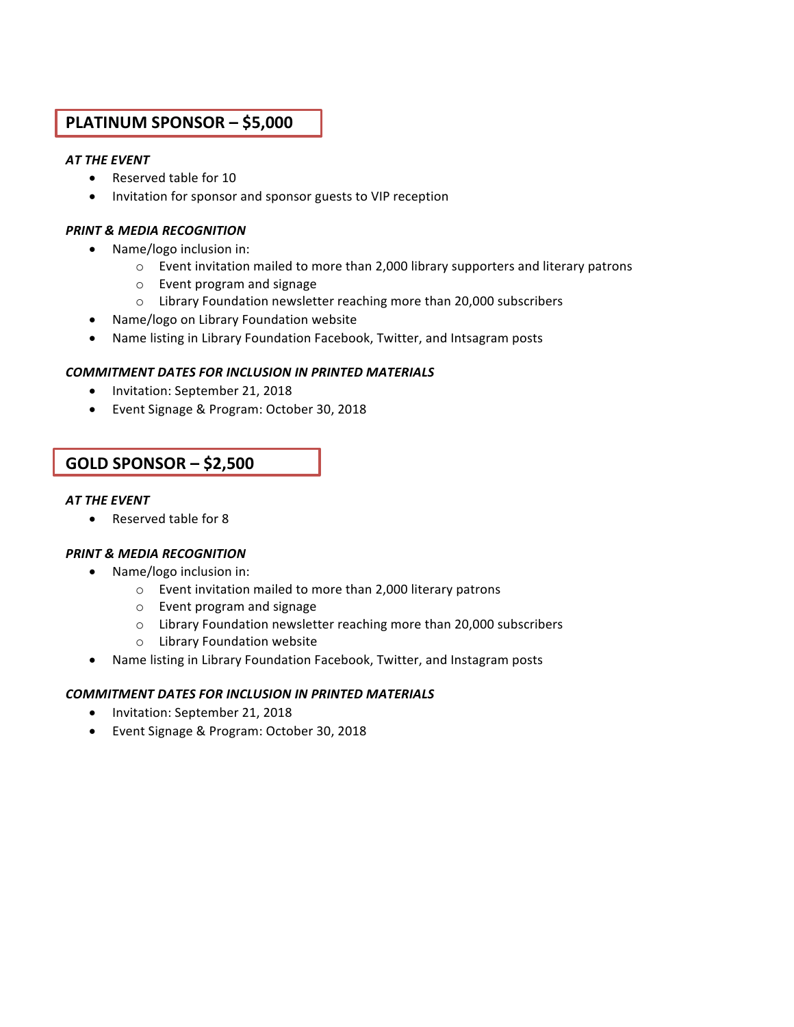## PLATINUM SPONSOR – $5,000

***AT THE EVENT***

- Reserved table for 10
- Invitation for sponsor and sponsor guests to VIP reception

***PRINT & MEDIA RECOGNITION***

- Name/logo inclusion in:
  - Event invitation mailed to more than 2,000 library supporters and literary patrons
  - Event program and signage
  - Library Foundation newsletter reaching more than 20,000 subscribers
- Name/logo on Library Foundation website
- Name listing in Library Foundation Facebook, Twitter, and Intsagram posts

***COMMITMENT DATES FOR INCLUSION IN PRINTED MATERIALS***

- Invitation: September 21, 2018
- Event Signage & Program: October 30, 2018

## GOLD SPONSOR – $2,500

***AT THE EVENT***

- Reserved table for 8

***PRINT & MEDIA RECOGNITION***

- Name/logo inclusion in:
  - Event invitation mailed to more than 2,000 literary patrons
  - Event program and signage
  - Library Foundation newsletter reaching more than 20,000 subscribers
  - Library Foundation website
- Name listing in Library Foundation Facebook, Twitter, and Instagram posts

***COMMITMENT DATES FOR INCLUSION IN PRINTED MATERIALS***

- Invitation: September 21, 2018
- Event Signage & Program: October 30, 2018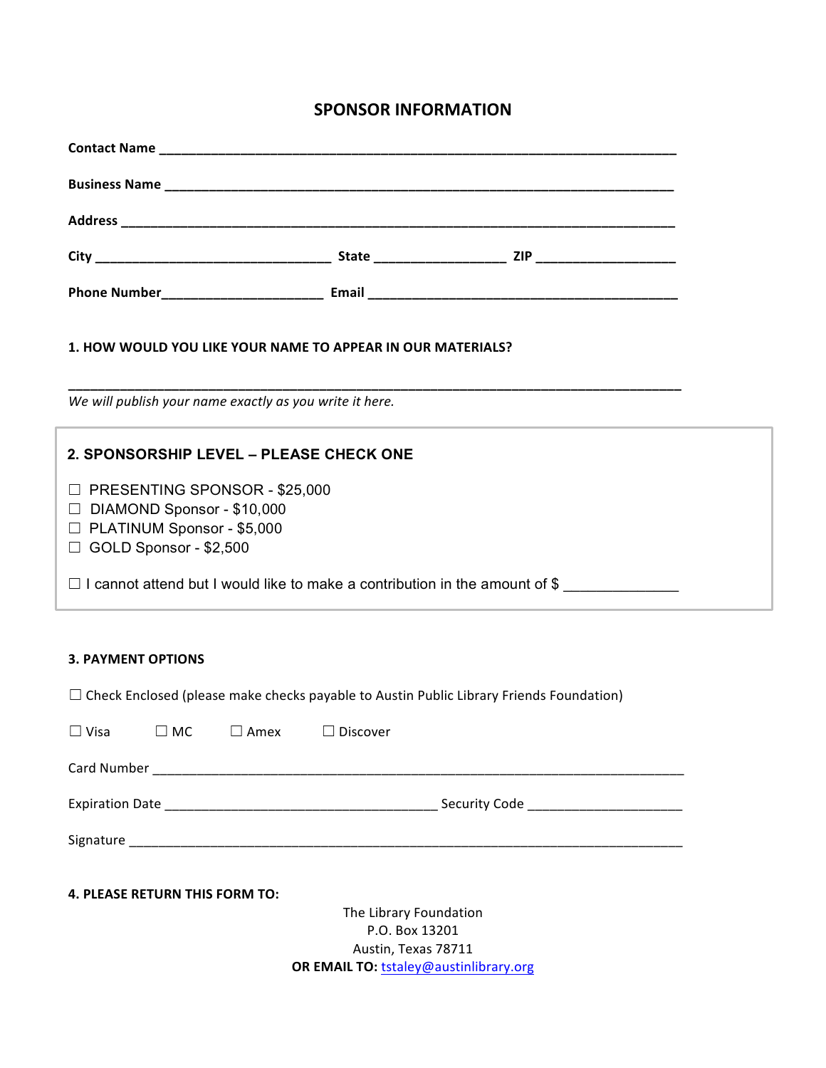# SPONSOR INFORMATION

**Contact Name** ____________________________________________________________

**Business Name** ____________________________________________________________

**Address** ____________________________________________________________

**City** ______________________________ **State** ________________ **ZIP** __________________

**Phone Number**____________________ **Email** ________________________________________

**1. HOW WOULD YOU LIKE YOUR NAME TO APPEAR IN OUR MATERIALS?**

______________________________________________________________________________

*We will publish your name exactly as you write it here.*

**2. SPONSORSHIP LEVEL – PLEASE CHECK ONE**

☐ PRESENTING SPONSOR - $25,000
☐ DIAMOND Sponsor - $10,000
☐ PLATINUM Sponsor - $5,000
☐ GOLD Sponsor - $2,500

☐ I cannot attend but I would like to make a contribution in the amount of $ _____________

**3. PAYMENT OPTIONS**

☐ Check Enclosed (please make checks payable to Austin Public Library Friends Foundation)

☐ Visa ☐ MC ☐ Amex ☐ Discover

Card Number ____________________________________________________________

Expiration Date __________________________________ Security Code ___________________

Signature ____________________________________________________________

**4. PLEASE RETURN THIS FORM TO:**

The Library Foundation
P.O. Box 13201
Austin, Texas 78711
**OR EMAIL TO:** tstaley@austinlibrary.org